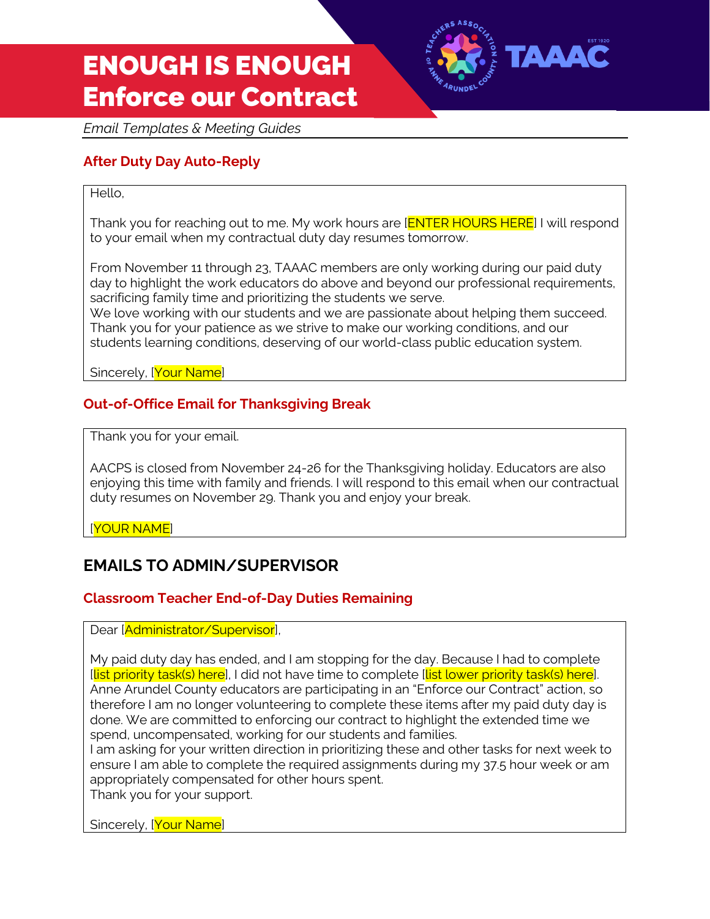# ENOUGH IS ENOUGH
# Enforce our Contract

*Email Templates & Meeting Guides*

### After Duty Day Auto-Reply

Hello,

Thank you for reaching out to me. My work hours are [ENTER HOURS HERE] I will respond to your email when my contractual duty day resumes tomorrow.

From November 11 through 23, TAAAC members are only working during our paid duty day to highlight the work educators do above and beyond our professional requirements, sacrificing family time and prioritizing the students we serve.
We love working with our students and we are passionate about helping them succeed. Thank you for your patience as we strive to make our working conditions, and our students learning conditions, deserving of our world-class public education system.

Sincerely, [Your Name]

### Out-of-Office Email for Thanksgiving Break

Thank you for your email.

AACPS is closed from November 24-26 for the Thanksgiving holiday. Educators are also enjoying this time with family and friends. I will respond to this email when our contractual duty resumes on November 29. Thank you and enjoy your break.

[YOUR NAME]

## EMAILS TO ADMIN/SUPERVISOR

### Classroom Teacher End-of-Day Duties Remaining

Dear [Administrator/Supervisor],

My paid duty day has ended, and I am stopping for the day. Because I had to complete [list priority task(s) here], I did not have time to complete [list lower priority task(s) here]. Anne Arundel County educators are participating in an "Enforce our Contract" action, so therefore I am no longer volunteering to complete these items after my paid duty day is done. We are committed to enforcing our contract to highlight the extended time we spend, uncompensated, working for our students and families.
I am asking for your written direction in prioritizing these and other tasks for next week to ensure I am able to complete the required assignments during my 37.5 hour week or am appropriately compensated for other hours spent.
Thank you for your support.

Sincerely, [Your Name]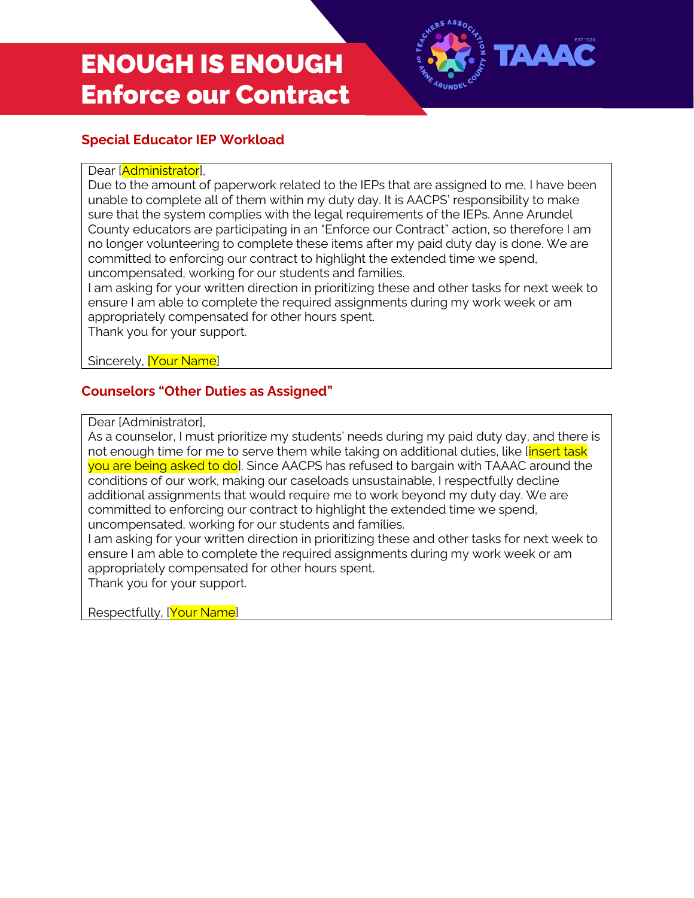# ENOUGH IS ENOUGH
# Enforce our Contract

TEACHERS ASSOCIATION OF ANNE ARUNDEL COUNTY TAAAC EST 1920

## Special Educator IEP Workload

Dear [Administrator],
Due to the amount of paperwork related to the IEPs that are assigned to me, I have been unable to complete all of them within my duty day. It is AACPS' responsibility to make sure that the system complies with the legal requirements of the IEPs. Anne Arundel County educators are participating in an "Enforce our Contract" action, so therefore I am no longer volunteering to complete these items after my paid duty day is done. We are committed to enforcing our contract to highlight the extended time we spend, uncompensated, working for our students and families.
I am asking for your written direction in prioritizing these and other tasks for next week to ensure I am able to complete the required assignments during my work week or am appropriately compensated for other hours spent.
Thank you for your support.

Sincerely, [Your Name]

## Counselors "Other Duties as Assigned"

Dear [Administrator],
As a counselor, I must prioritize my students' needs during my paid duty day, and there is not enough time for me to serve them while taking on additional duties, like [insert task you are being asked to do]. Since AACPS has refused to bargain with TAAAC around the conditions of our work, making our caseloads unsustainable, I respectfully decline additional assignments that would require me to work beyond my duty day. We are committed to enforcing our contract to highlight the extended time we spend, uncompensated, working for our students and families.
I am asking for your written direction in prioritizing these and other tasks for next week to ensure I am able to complete the required assignments during my work week or am appropriately compensated for other hours spent.
Thank you for your support.

Respectfully, [Your Name]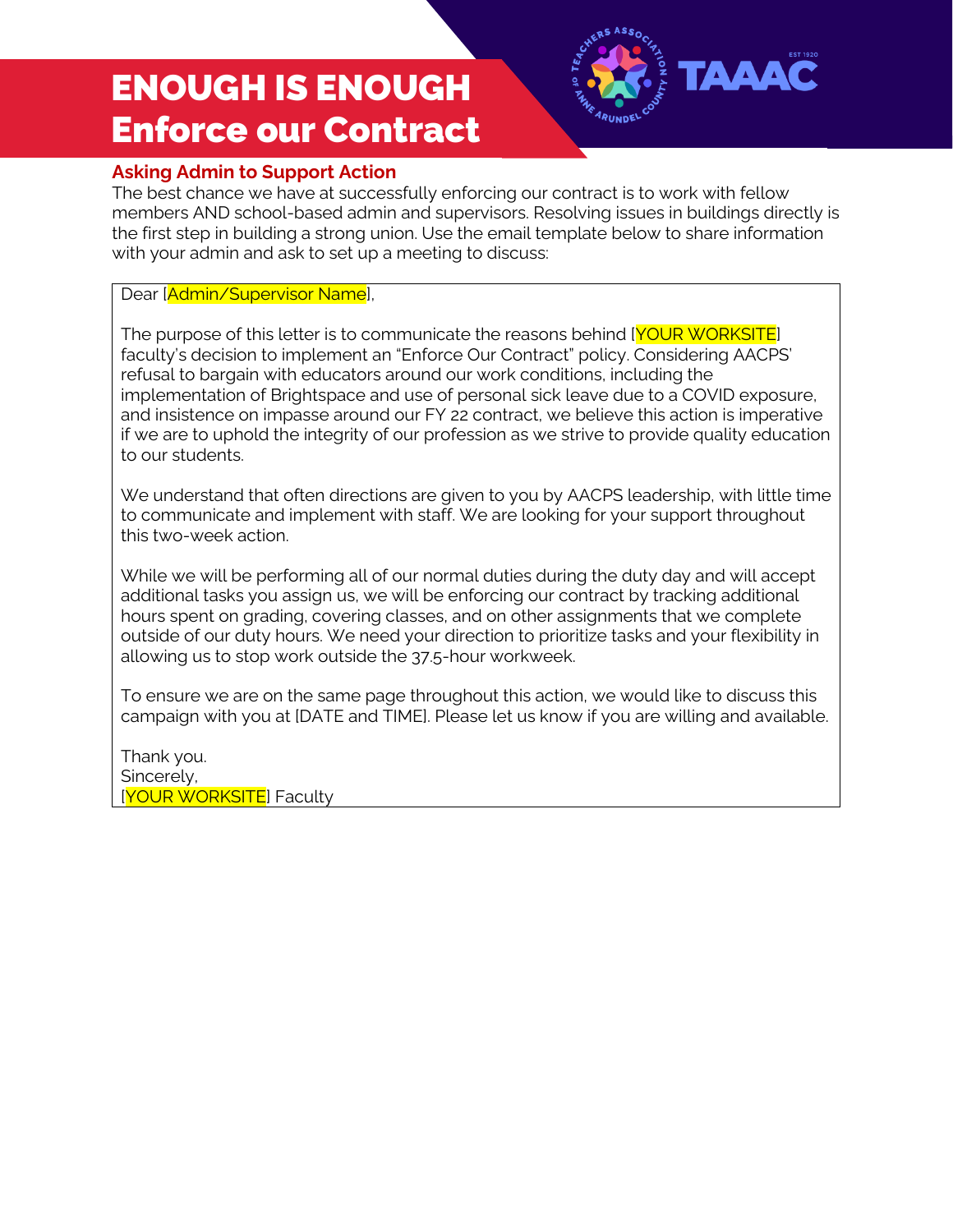# ENOUGH IS ENOUGH
# Enforce our Contract

TAAAC — Teachers Association of Anne Arundel County — EST 1920

## Asking Admin to Support Action

The best chance we have at successfully enforcing our contract is to work with fellow members AND school-based admin and supervisors. Resolving issues in buildings directly is the first step in building a strong union. Use the email template below to share information with your admin and ask to set up a meeting to discuss:

> Dear [Admin/Supervisor Name],
>
> The purpose of this letter is to communicate the reasons behind [YOUR WORKSITE] faculty's decision to implement an "Enforce Our Contract" policy. Considering AACPS' refusal to bargain with educators around our work conditions, including the implementation of Brightspace and use of personal sick leave due to a COVID exposure, and insistence on impasse around our FY 22 contract, we believe this action is imperative if we are to uphold the integrity of our profession as we strive to provide quality education to our students.
>
> We understand that often directions are given to you by AACPS leadership, with little time to communicate and implement with staff. We are looking for your support throughout this two-week action.
>
> While we will be performing all of our normal duties during the duty day and will accept additional tasks you assign us, we will be enforcing our contract by tracking additional hours spent on grading, covering classes, and on other assignments that we complete outside of our duty hours. We need your direction to prioritize tasks and your flexibility in allowing us to stop work outside the 37.5-hour workweek.
>
> To ensure we are on the same page throughout this action, we would like to discuss this campaign with you at [DATE and TIME]. Please let us know if you are willing and available.
>
> Thank you.
> Sincerely,
> [YOUR WORKSITE] Faculty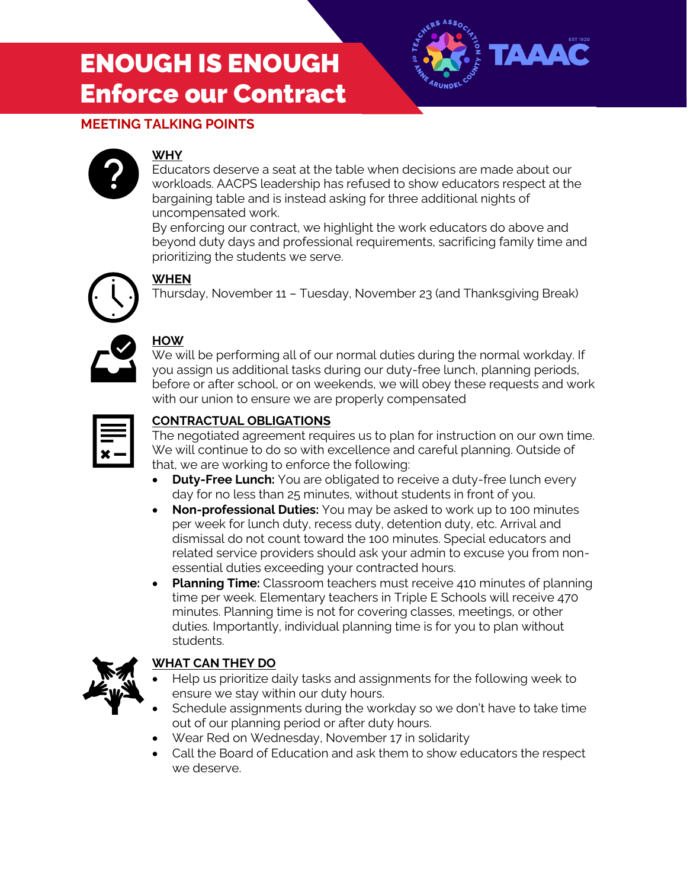# ENOUGH IS ENOUGH
# Enforce our Contract

TEACHERS ASSOCIATION OF ANNE ARUNDEL COUNTY

TAAAC

EST 1920

## MEETING TALKING POINTS

### WHY

Educators deserve a seat at the table when decisions are made about our workloads. AACPS leadership has refused to show educators respect at the bargaining table and is instead asking for three additional nights of uncompensated work.

By enforcing our contract, we highlight the work educators do above and beyond duty days and professional requirements, sacrificing family time and prioritizing the students we serve.

### WHEN

Thursday, November 11 – Tuesday, November 23 (and Thanksgiving Break)

### HOW

We will be performing all of our normal duties during the normal workday. If you assign us additional tasks during our duty-free lunch, planning periods, before or after school, or on weekends, we will obey these requests and work with our union to ensure we are properly compensated

### CONTRACTUAL OBLIGATIONS

The negotiated agreement requires us to plan for instruction on our own time. We will continue to do so with excellence and careful planning. Outside of that, we are working to enforce the following:

- **Duty-Free Lunch:** You are obligated to receive a duty-free lunch every day for no less than 25 minutes, without students in front of you.
- **Non-professional Duties:** You may be asked to work up to 100 minutes per week for lunch duty, recess duty, detention duty, etc. Arrival and dismissal do not count toward the 100 minutes. Special educators and related service providers should ask your admin to excuse you from non-essential duties exceeding your contracted hours.
- **Planning Time:** Classroom teachers must receive 410 minutes of planning time per week. Elementary teachers in Triple E Schools will receive 470 minutes. Planning time is not for covering classes, meetings, or other duties. Importantly, individual planning time is for you to plan without students.

### WHAT CAN THEY DO

- Help us prioritize daily tasks and assignments for the following week to ensure we stay within our duty hours.
- Schedule assignments during the workday so we don't have to take time out of our planning period or after duty hours.
- Wear Red on Wednesday, November 17 in solidarity
- Call the Board of Education and ask them to show educators the respect we deserve.